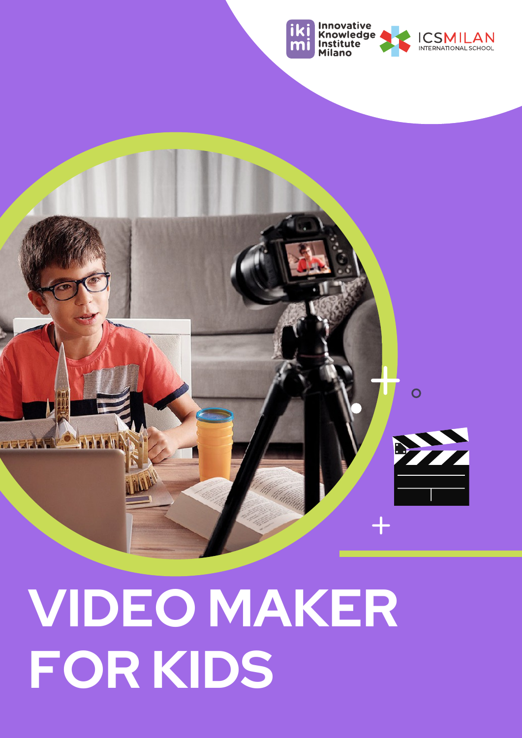Innovative Knowledge Institute Milano

ICSMILAN INTERNATIONAL SCHOOL

# VIDEO MAKER FOR KIDS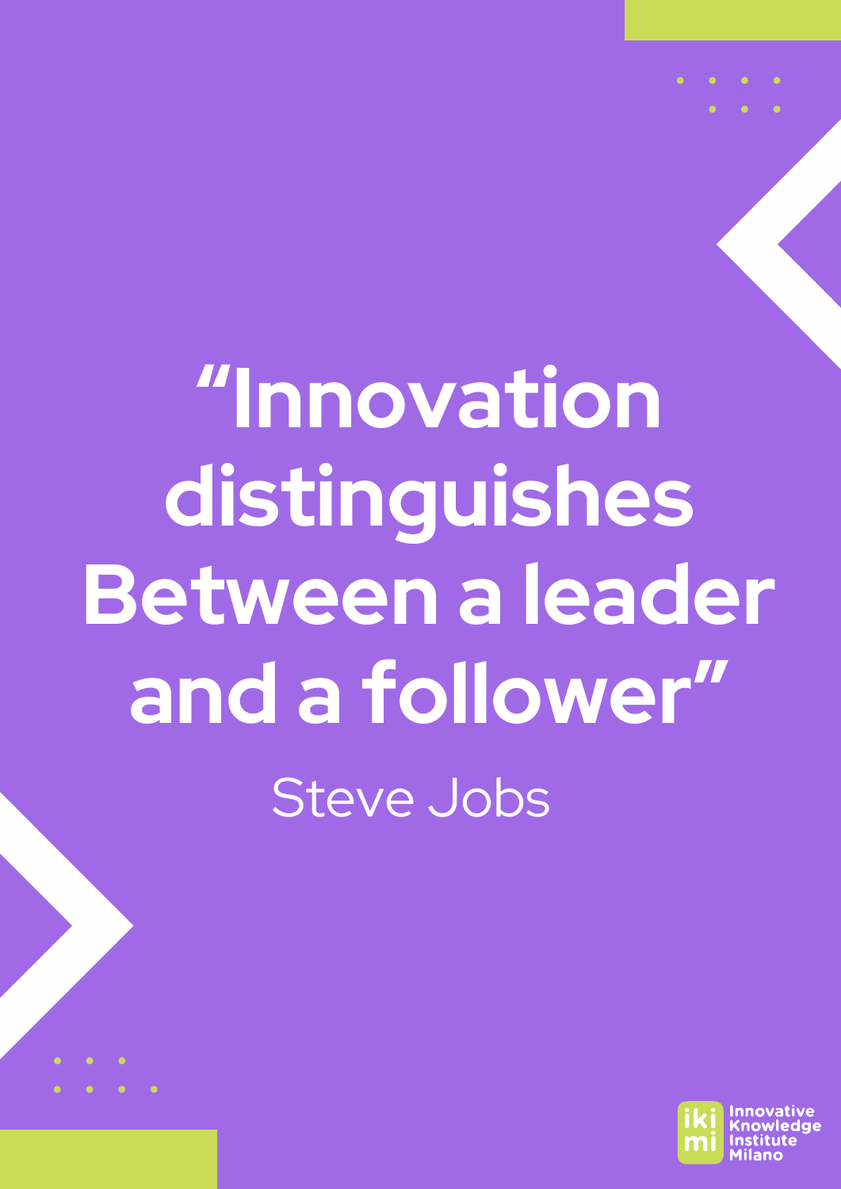# "Innovation distinguishes Between a leader and a follower"

Steve Jobs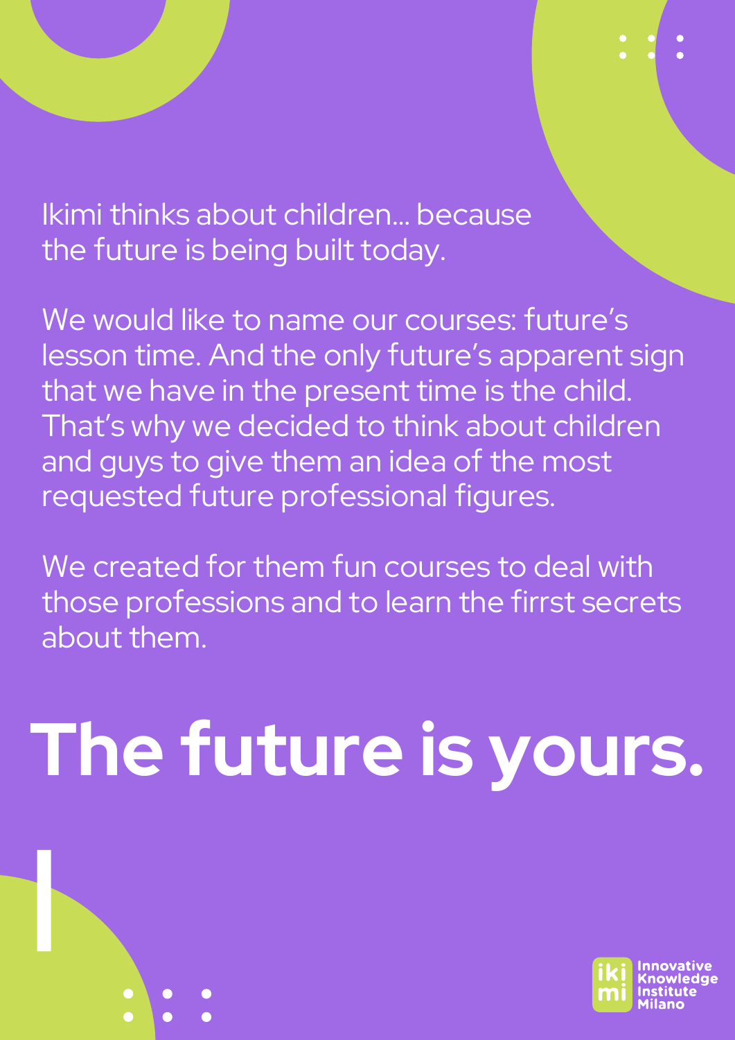Ikimi thinks about children... because the future is being built today.

We would like to name our courses: future's lesson time. And the only future's apparent sign that we have in the present time is the child. That's why we decided to think about children and guys to give them an idea of the most requested future professional figures.

We created for them fun courses to deal with those professions and to learn the firrst secrets about them.

# The future is yours.

iki mi Innovative Knowledge Institute Milano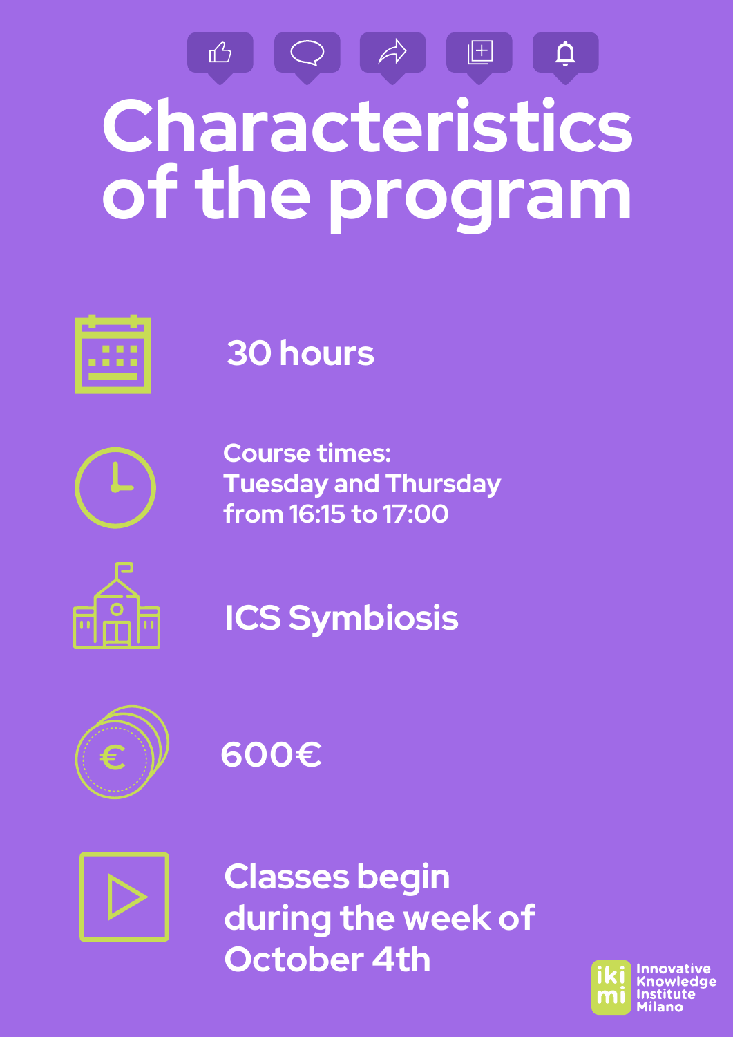# Characteristics of the program

- 30 hours
- Course times:
  Tuesday and Thursday
  from 16:15 to 17:00
- ICS Symbiosis
- 600€
- Classes begin during the week of October 4th

iki mi Innovative Knowledge Institute Milano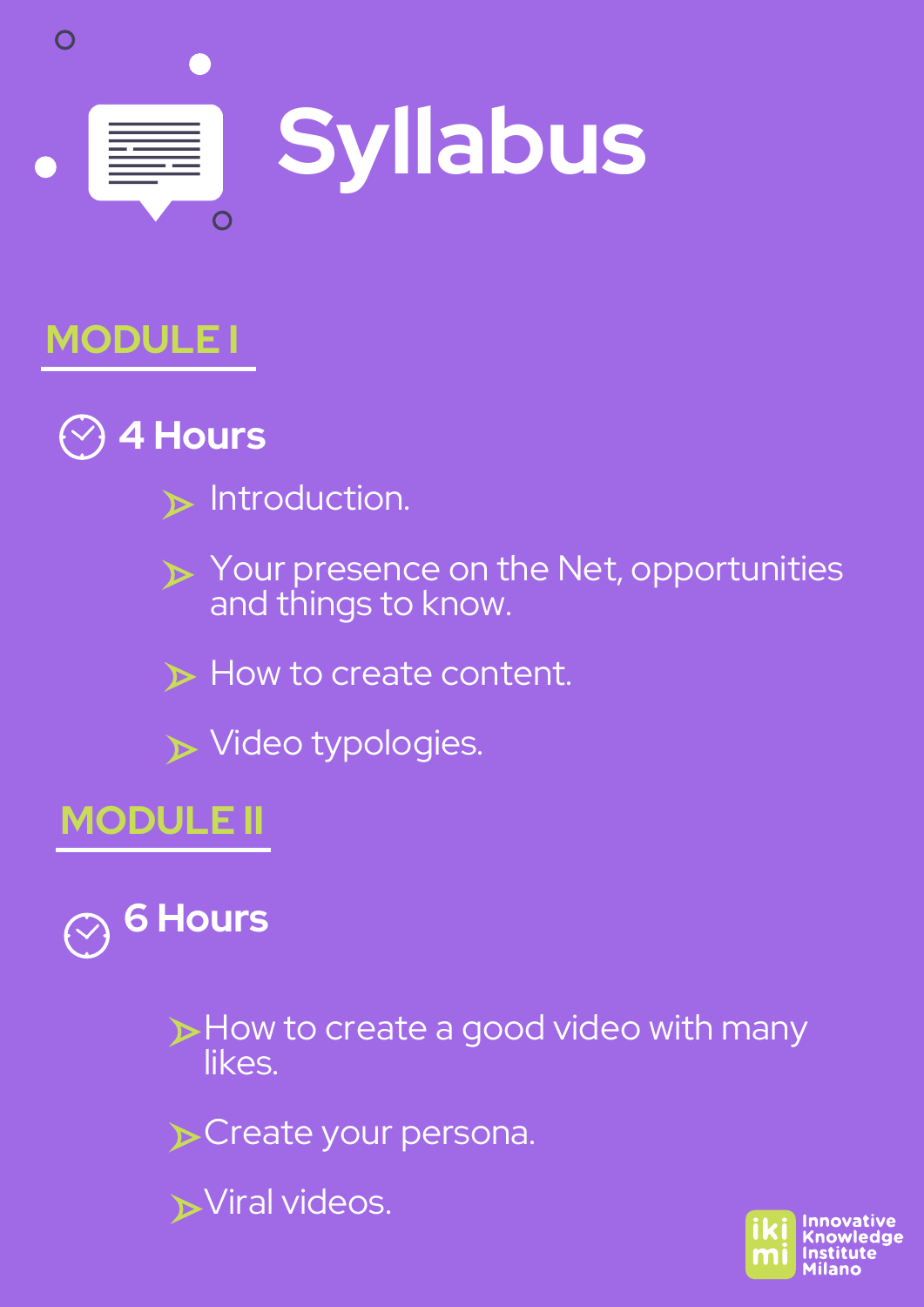# Syllabus

## MODULE I

**4 Hours**

- Introduction.
- Your presence on the Net, opportunities and things to know.
- How to create content.
- Video typologies.

## MODULE II

**6 Hours**

- How to create a good video with many likes.
- Create your persona.
- Viral videos.

iki mi Innovative Knowledge Institute Milano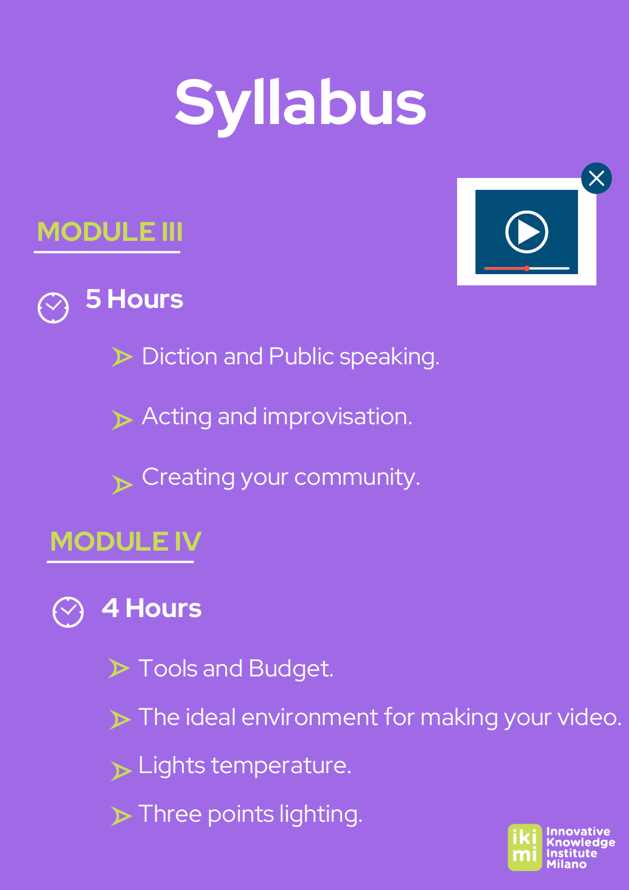# Syllabus

## MODULE III

**5 Hours**

- Diction and Public speaking.
- Acting and improvisation.
- Creating your community.

## MODULE IV

**4 Hours**

- Tools and Budget.
- The ideal environment for making your video.
- Lights temperature.
- Three points lighting.

iki mi Innovative Knowledge Institute Milano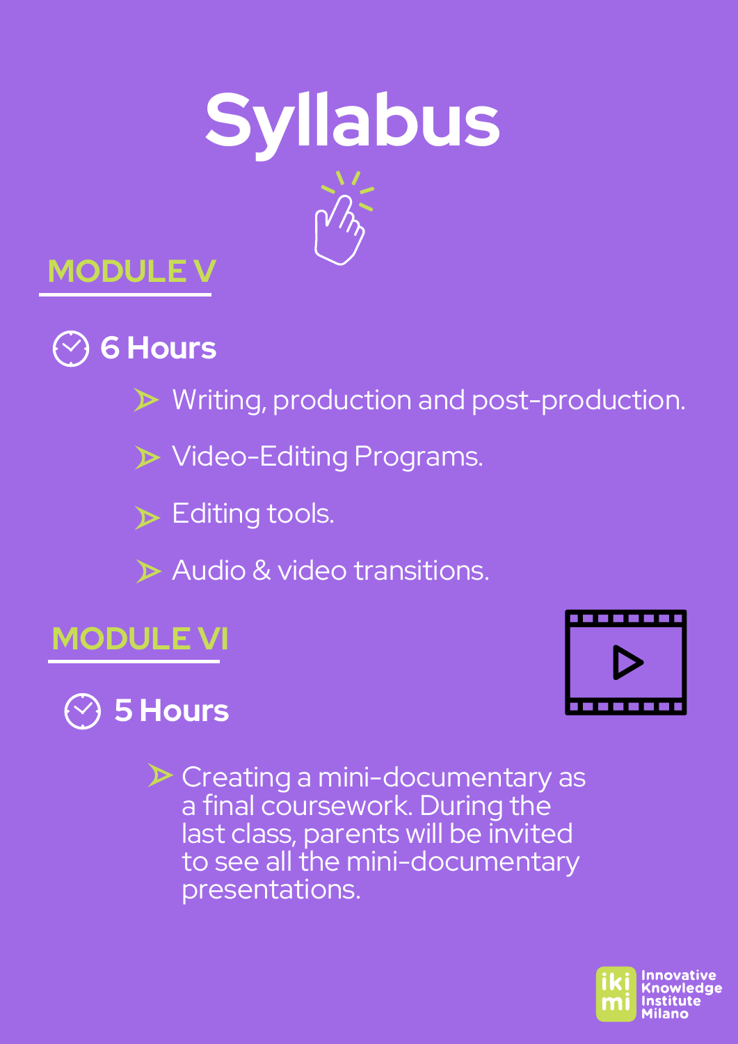# Syllabus

## MODULE V

**6 Hours**

- Writing, production and post-production.
- Video-Editing Programs.
- Editing tools.
- Audio & video transitions.

## MODULE VI

**5 Hours**

- Creating a mini-documentary as a final coursework. During the last class, parents will be invited to see all the mini-documentary presentations.

iki mi Innovative Knowledge Institute Milano